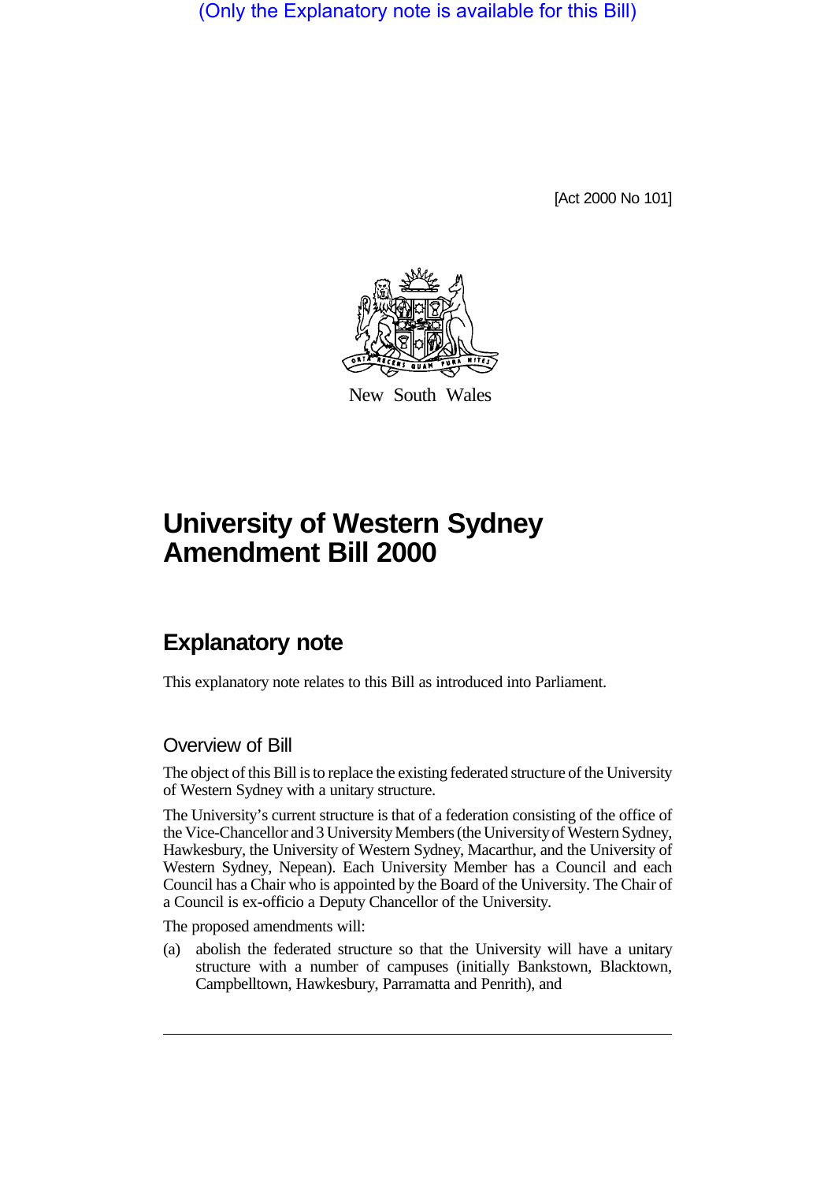(Only the Explanatory note is available for this Bill)

[Act 2000 No 101]

New South Wales

# University of Western Sydney Amendment Bill 2000

## Explanatory note

This explanatory note relates to this Bill as introduced into Parliament.

### Overview of Bill

The object of this Bill is to replace the existing federated structure of the University of Western Sydney with a unitary structure.

The University's current structure is that of a federation consisting of the office of the Vice-Chancellor and 3 University Members (the University of Western Sydney, Hawkesbury, the University of Western Sydney, Macarthur, and the University of Western Sydney, Nepean). Each University Member has a Council and each Council has a Chair who is appointed by the Board of the University. The Chair of a Council is ex-officio a Deputy Chancellor of the University.

The proposed amendments will:

(a) abolish the federated structure so that the University will have a unitary structure with a number of campuses (initially Bankstown, Blacktown, Campbelltown, Hawkesbury, Parramatta and Penrith), and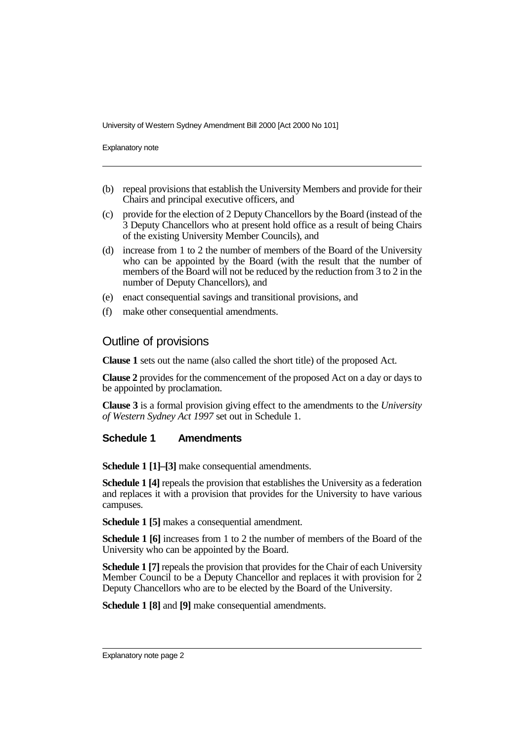(b) repeal provisions that establish the University Members and provide for their Chairs and principal executive officers, and

(c) provide for the election of 2 Deputy Chancellors by the Board (instead of the 3 Deputy Chancellors who at present hold office as a result of being Chairs of the existing University Member Councils), and

(d) increase from 1 to 2 the number of members of the Board of the University who can be appointed by the Board (with the result that the number of members of the Board will not be reduced by the reduction from 3 to 2 in the number of Deputy Chancellors), and

(e) enact consequential savings and transitional provisions, and

(f) make other consequential amendments.

## Outline of provisions

**Clause 1** sets out the name (also called the short title) of the proposed Act.

**Clause 2** provides for the commencement of the proposed Act on a day or days to be appointed by proclamation.

**Clause 3** is a formal provision giving effect to the amendments to the *University of Western Sydney Act 1997* set out in Schedule 1.

### Schedule 1 Amendments

**Schedule 1 [1]–[3]** make consequential amendments.

**Schedule 1 [4]** repeals the provision that establishes the University as a federation and replaces it with a provision that provides for the University to have various campuses.

**Schedule 1 [5]** makes a consequential amendment.

**Schedule 1 [6]** increases from 1 to 2 the number of members of the Board of the University who can be appointed by the Board.

**Schedule 1 [7]** repeals the provision that provides for the Chair of each University Member Council to be a Deputy Chancellor and replaces it with provision for 2 Deputy Chancellors who are to be elected by the Board of the University.

**Schedule 1 [8]** and **[9]** make consequential amendments.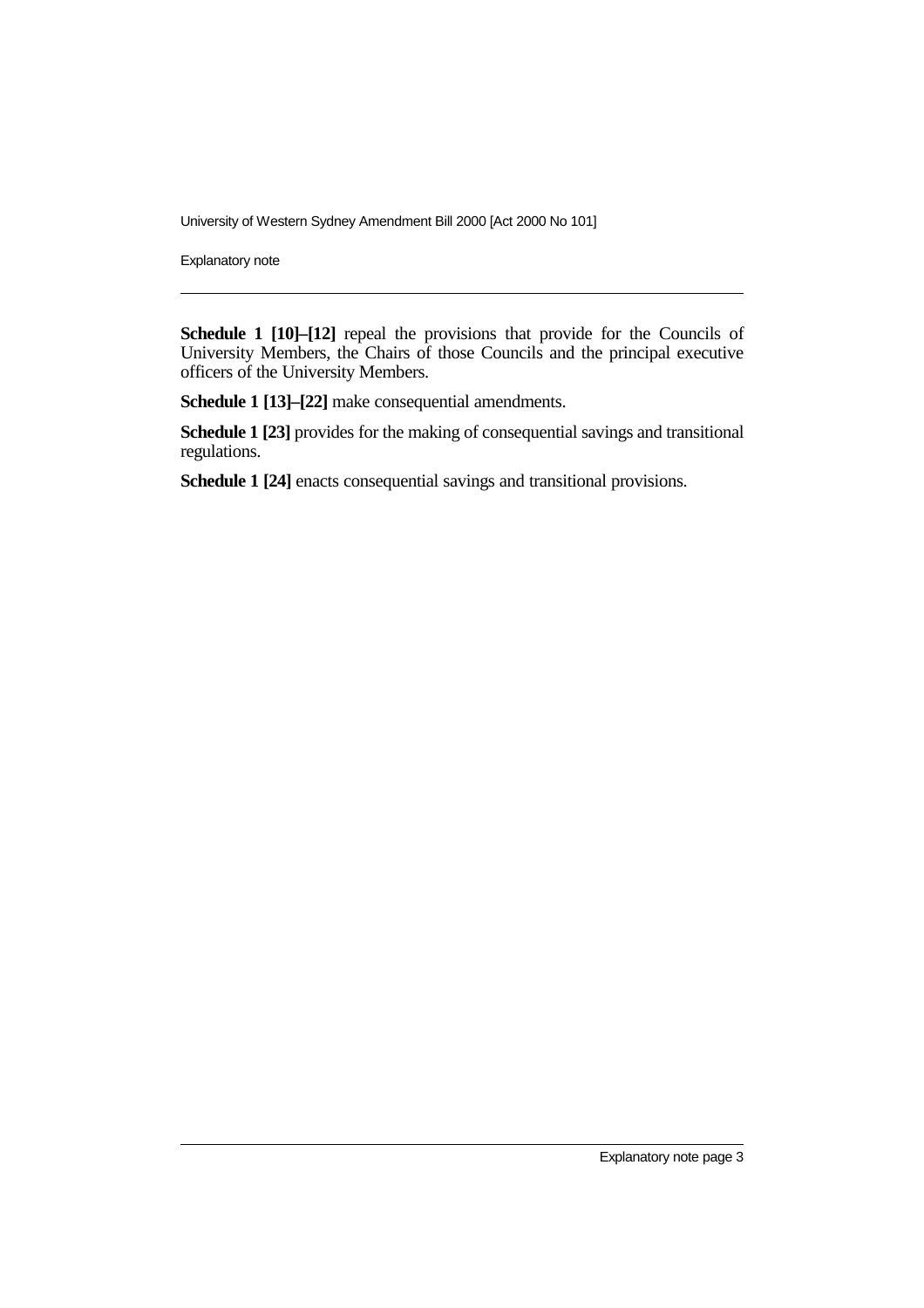**Schedule 1 [10]–[12]** repeal the provisions that provide for the Councils of University Members, the Chairs of those Councils and the principal executive officers of the University Members.

**Schedule 1 [13]–[22]** make consequential amendments.

**Schedule 1 [23]** provides for the making of consequential savings and transitional regulations.

**Schedule 1 [24]** enacts consequential savings and transitional provisions.